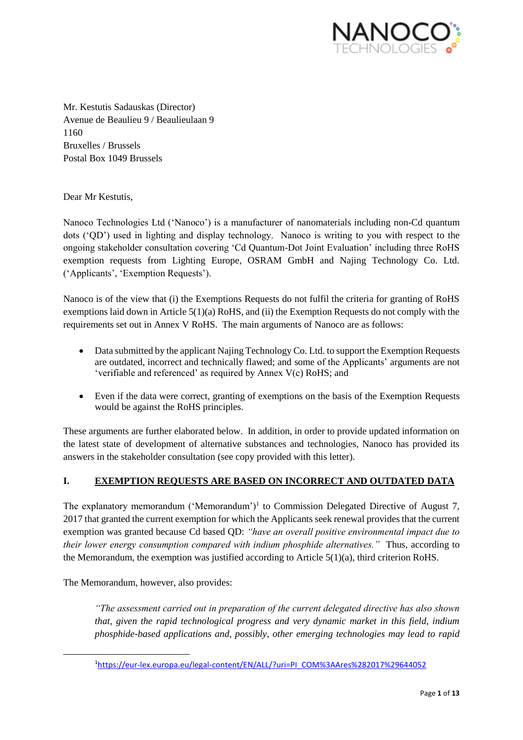Mr. Kestutis Sadauskas (Director)
Avenue de Beaulieu 9 / Beaulieulaan 9
1160
Bruxelles / Brussels
Postal Box 1049 Brussels

Dear Mr Kestutis,

Nanoco Technologies Ltd ('Nanoco') is a manufacturer of nanomaterials including non-Cd quantum dots ('QD') used in lighting and display technology. Nanoco is writing to you with respect to the ongoing stakeholder consultation covering 'Cd Quantum-Dot Joint Evaluation' including three RoHS exemption requests from Lighting Europe, OSRAM GmbH and Najing Technology Co. Ltd. ('Applicants', 'Exemption Requests').

Nanoco is of the view that (i) the Exemptions Requests do not fulfil the criteria for granting of RoHS exemptions laid down in Article 5(1)(a) RoHS, and (ii) the Exemption Requests do not comply with the requirements set out in Annex V RoHS. The main arguments of Nanoco are as follows:

- Data submitted by the applicant Najing Technology Co. Ltd. to support the Exemption Requests are outdated, incorrect and technically flawed; and some of the Applicants' arguments are not 'verifiable and referenced' as required by Annex V(c) RoHS; and
- Even if the data were correct, granting of exemptions on the basis of the Exemption Requests would be against the RoHS principles.

These arguments are further elaborated below. In addition, in order to provide updated information on the latest state of development of alternative substances and technologies, Nanoco has provided its answers in the stakeholder consultation (see copy provided with this letter).

## I. EXEMPTION REQUESTS ARE BASED ON INCORRECT AND OUTDATED DATA

The explanatory memorandum ('Memorandum')[1] to Commission Delegated Directive of August 7, 2017 that granted the current exemption for which the Applicants seek renewal provides that the current exemption was granted because Cd based QD: *"have an overall positive environmental impact due to their lower energy consumption compared with indium phosphide alternatives."* Thus, according to the Memorandum, the exemption was justified according to Article 5(1)(a), third criterion RoHS.

The Memorandum, however, also provides:

> *"The assessment carried out in preparation of the current delegated directive has also shown that, given the rapid technological progress and very dynamic market in this field, indium phosphide-based applications and, possibly, other emerging technologies may lead to rapid*

[1] https://eur-lex.europa.eu/legal-content/EN/ALL/?uri=PI_COM%3AAres%282017%29644052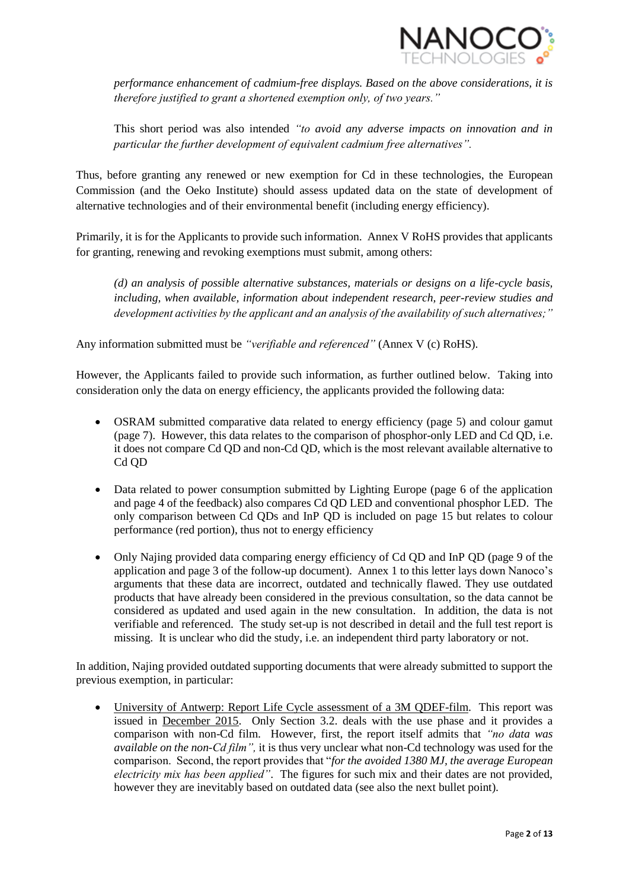*performance enhancement of cadmium-free displays. Based on the above considerations, it is therefore justified to grant a shortened exemption only, of two years."*

> This short period was also intended *"to avoid any adverse impacts on innovation and in particular the further development of equivalent cadmium free alternatives".*

Thus, before granting any renewed or new exemption for Cd in these technologies, the European Commission (and the Oeko Institute) should assess updated data on the state of development of alternative technologies and of their environmental benefit (including energy efficiency).

Primarily, it is for the Applicants to provide such information. Annex V RoHS provides that applicants for granting, renewing and revoking exemptions must submit, among others:

> *(d) an analysis of possible alternative substances, materials or designs on a life-cycle basis, including, when available, information about independent research, peer-review studies and development activities by the applicant and an analysis of the availability of such alternatives;"*

Any information submitted must be *"verifiable and referenced"* (Annex V (c) RoHS).

However, the Applicants failed to provide such information, as further outlined below. Taking into consideration only the data on energy efficiency, the applicants provided the following data:

- OSRAM submitted comparative data related to energy efficiency (page 5) and colour gamut (page 7). However, this data relates to the comparison of phosphor-only LED and Cd QD, i.e. it does not compare Cd QD and non-Cd QD, which is the most relevant available alternative to Cd QD
- Data related to power consumption submitted by Lighting Europe (page 6 of the application and page 4 of the feedback) also compares Cd QD LED and conventional phosphor LED. The only comparison between Cd QDs and InP QD is included on page 15 but relates to colour performance (red portion), thus not to energy efficiency
- Only Najing provided data comparing energy efficiency of Cd QD and InP QD (page 9 of the application and page 3 of the follow-up document). Annex 1 to this letter lays down Nanoco's arguments that these data are incorrect, outdated and technically flawed. They use outdated products that have already been considered in the previous consultation, so the data cannot be considered as updated and used again in the new consultation. In addition, the data is not verifiable and referenced. The study set-up is not described in detail and the full test report is missing. It is unclear who did the study, i.e. an independent third party laboratory or not.

In addition, Najing provided outdated supporting documents that were already submitted to support the previous exemption, in particular:

- University of Antwerp: Report Life Cycle assessment of a 3M QDEF-film. This report was issued in December 2015. Only Section 3.2. deals with the use phase and it provides a comparison with non-Cd film. However, first, the report itself admits that *"no data was available on the non-Cd film",* it is thus very unclear what non-Cd technology was used for the comparison. Second, the report provides that "*for the avoided 1380 MJ, the average European electricity mix has been applied"*. The figures for such mix and their dates are not provided, however they are inevitably based on outdated data (see also the next bullet point).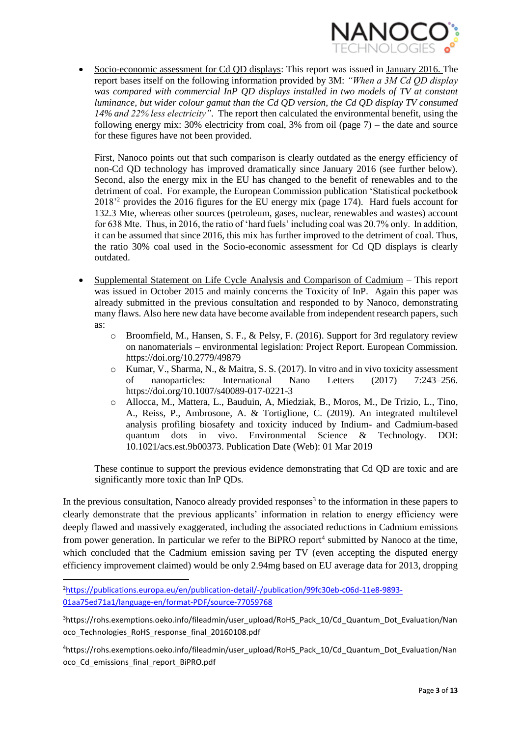- Socio-economic assessment for Cd QD displays: This report was issued in January 2016. The report bases itself on the following information provided by 3M: *"When a 3M Cd QD display was compared with commercial InP QD displays installed in two models of TV at constant luminance, but wider colour gamut than the Cd QD version, the Cd QD display TV consumed 14% and 22% less electricity"*. The report then calculated the environmental benefit, using the following energy mix: 30% electricity from coal, 3% from oil (page 7) – the date and source for these figures have not been provided.

  First, Nanoco points out that such comparison is clearly outdated as the energy efficiency of non-Cd QD technology has improved dramatically since January 2016 (see further below). Second, also the energy mix in the EU has changed to the benefit of renewables and to the detriment of coal. For example, the European Commission publication 'Statistical pocketbook 2018'[2] provides the 2016 figures for the EU energy mix (page 174). Hard fuels account for 132.3 Mte, whereas other sources (petroleum, gases, nuclear, renewables and wastes) account for 638 Mte. Thus, in 2016, the ratio of 'hard fuels' including coal was 20.7% only. In addition, it can be assumed that since 2016, this mix has further improved to the detriment of coal. Thus, the ratio 30% coal used in the Socio-economic assessment for Cd QD displays is clearly outdated.

- Supplemental Statement on Life Cycle Analysis and Comparison of Cadmium – This report was issued in October 2015 and mainly concerns the Toxicity of InP. Again this paper was already submitted in the previous consultation and responded to by Nanoco, demonstrating many flaws. Also here new data have become available from independent research papers, such as:
  - Broomfield, M., Hansen, S. F., & Pelsy, F. (2016). Support for 3rd regulatory review on nanomaterials – environmental legislation: Project Report. European Commission. https://doi.org/10.2779/49879
  - Kumar, V., Sharma, N., & Maitra, S. S. (2017). In vitro and in vivo toxicity assessment of nanoparticles: International Nano Letters (2017) 7:243–256. https://doi.org/10.1007/s40089-017-0221-3
  - Allocca, M., Mattera, L., Bauduin, A, Miedziak, B., Moros, M., De Trizio, L., Tino, A., Reiss, P., Ambrosone, A. & Tortiglione, C. (2019). An integrated multilevel analysis profiling biosafety and toxicity induced by Indium- and Cadmium-based quantum dots in vivo. Environmental Science & Technology. DOI: 10.1021/acs.est.9b00373. Publication Date (Web): 01 Mar 2019

  These continue to support the previous evidence demonstrating that Cd QD are toxic and are significantly more toxic than InP QDs.

In the previous consultation, Nanoco already provided responses[3] to the information in these papers to clearly demonstrate that the previous applicants' information in relation to energy efficiency were deeply flawed and massively exaggerated, including the associated reductions in Cadmium emissions from power generation. In particular we refer to the BiPRO report[4] submitted by Nanoco at the time, which concluded that the Cadmium emission saving per TV (even accepting the disputed energy efficiency improvement claimed) would be only 2.94mg based on EU average data for 2013, dropping

---

[2] https://publications.europa.eu/en/publication-detail/-/publication/99fc30eb-c06d-11e8-9893-01aa75ed71a1/language-en/format-PDF/source-77059768

[3] https://rohs.exemptions.oeko.info/fileadmin/user_upload/RoHS_Pack_10/Cd_Quantum_Dot_Evaluation/Nanoco_Technologies_RoHS_response_final_20160108.pdf

[4] https://rohs.exemptions.oeko.info/fileadmin/user_upload/RoHS_Pack_10/Cd_Quantum_Dot_Evaluation/Nanoco_Cd_emissions_final_report_BiPRO.pdf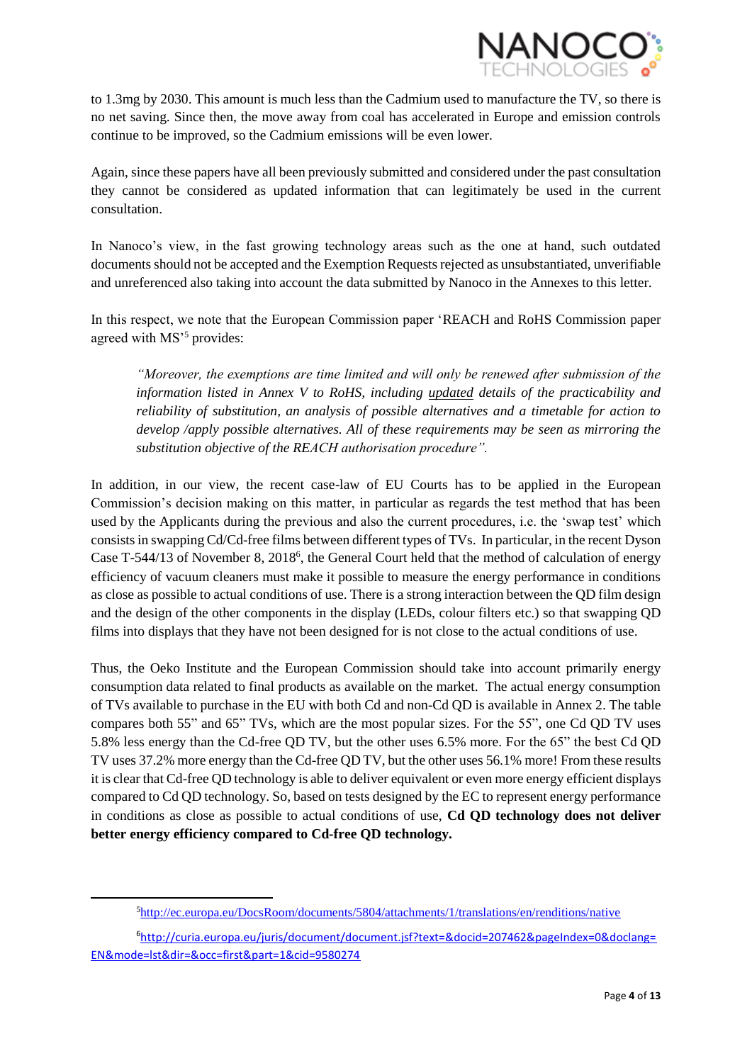to 1.3mg by 2030. This amount is much less than the Cadmium used to manufacture the TV, so there is no net saving. Since then, the move away from coal has accelerated in Europe and emission controls continue to be improved, so the Cadmium emissions will be even lower.

Again, since these papers have all been previously submitted and considered under the past consultation they cannot be considered as updated information that can legitimately be used in the current consultation.

In Nanoco's view, in the fast growing technology areas such as the one at hand, such outdated documents should not be accepted and the Exemption Requests rejected as unsubstantiated, unverifiable and unreferenced also taking into account the data submitted by Nanoco in the Annexes to this letter.

In this respect, we note that the European Commission paper 'REACH and RoHS Commission paper agreed with MS'[5] provides:

> *"Moreover, the exemptions are time limited and will only be renewed after submission of the information listed in Annex V to RoHS, including* <u>*updated*</u> *details of the practicability and reliability of substitution, an analysis of possible alternatives and a timetable for action to develop /apply possible alternatives. All of these requirements may be seen as mirroring the substitution objective of the REACH authorisation procedure".*

In addition, in our view, the recent case-law of EU Courts has to be applied in the European Commission's decision making on this matter, in particular as regards the test method that has been used by the Applicants during the previous and also the current procedures, i.e. the 'swap test' which consists in swapping Cd/Cd-free films between different types of TVs. In particular, in the recent Dyson Case T-544/13 of November 8, 2018[6], the General Court held that the method of calculation of energy efficiency of vacuum cleaners must make it possible to measure the energy performance in conditions as close as possible to actual conditions of use. There is a strong interaction between the QD film design and the design of the other components in the display (LEDs, colour filters etc.) so that swapping QD films into displays that they have not been designed for is not close to the actual conditions of use.

Thus, the Oeko Institute and the European Commission should take into account primarily energy consumption data related to final products as available on the market. The actual energy consumption of TVs available to purchase in the EU with both Cd and non-Cd QD is available in Annex 2. The table compares both 55" and 65" TVs, which are the most popular sizes. For the 55", one Cd QD TV uses 5.8% less energy than the Cd-free QD TV, but the other uses 6.5% more. For the 65" the best Cd QD TV uses 37.2% more energy than the Cd-free QD TV, but the other uses 56.1% more! From these results it is clear that Cd-free QD technology is able to deliver equivalent or even more energy efficient displays compared to Cd QD technology. So, based on tests designed by the EC to represent energy performance in conditions as close as possible to actual conditions of use, **Cd QD technology does not deliver better energy efficiency compared to Cd-free QD technology.**

---

[5] http://ec.europa.eu/DocsRoom/documents/5804/attachments/1/translations/en/renditions/native

[6] http://curia.europa.eu/juris/document/document.jsf?text=&docid=207462&pageIndex=0&doclang=EN&mode=lst&dir=&occ=first&part=1&cid=9580274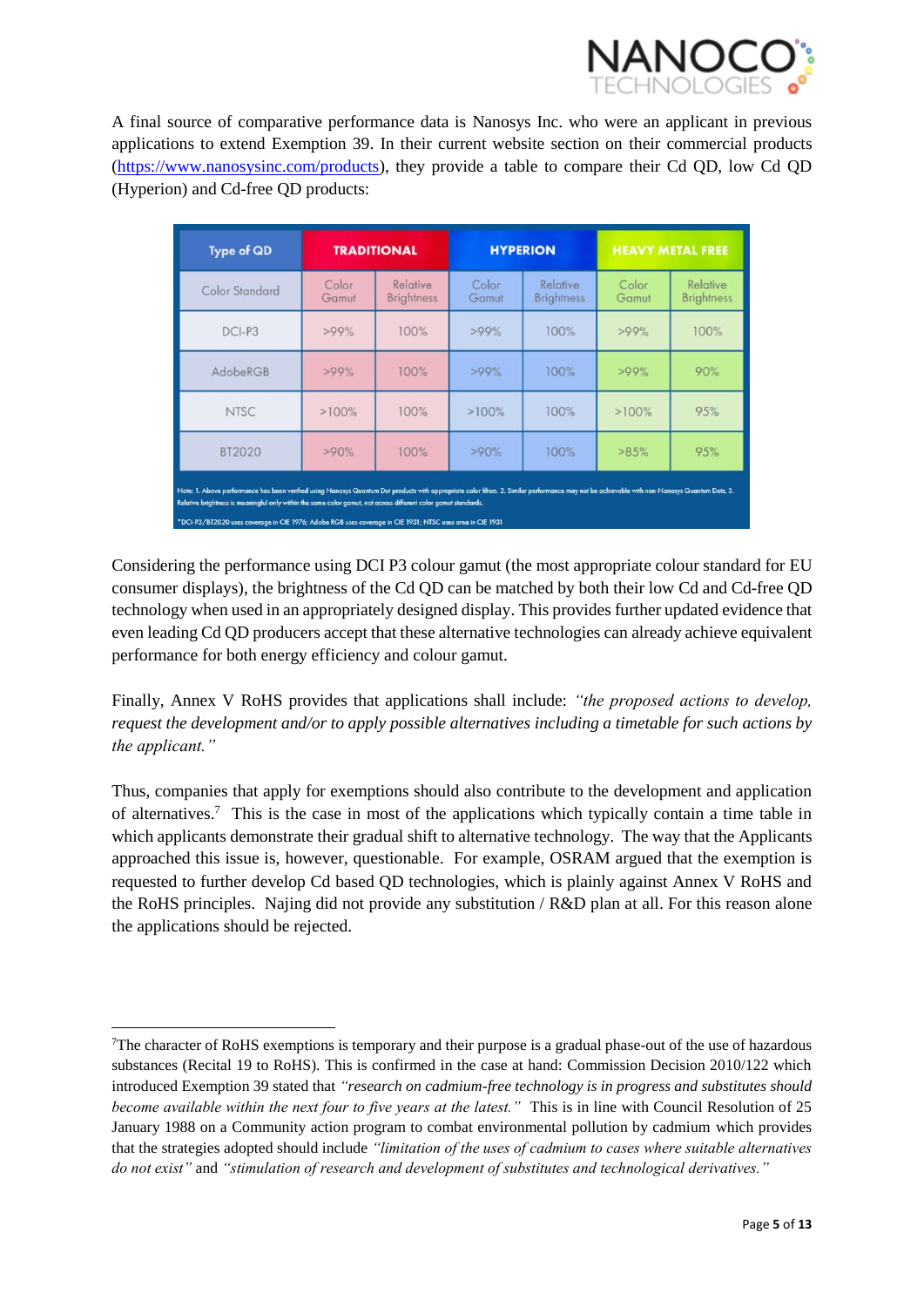A final source of comparative performance data is Nanosys Inc. who were an applicant in previous applications to extend Exemption 39. In their current website section on their commercial products (https://www.nanosysinc.com/products), they provide a table to compare their Cd QD, low Cd QD (Hyperion) and Cd-free QD products:

| Type of QD | TRADITIONAL | | HYPERION | | HEAVY METAL FREE | |
|---|---|---|---|---|---|---|
| Color Standard | Color Gamut | Relative Brightness | Color Gamut | Relative Brightness | Color Gamut | Relative Brightness |
| DCI-P3 | >99% | 100% | >99% | 100% | >99% | 100% |
| AdobeRGB | >99% | 100% | >99% | 100% | >99% | 90% |
| NTSC | >100% | 100% | >100% | 100% | >100% | 95% |
| BT2020 | >90% | 100% | >90% | 100% | >85% | 95% |

Note: 1. Above performance has been verified using Nanosys Quantum Dot products with appropriate color filters. 2. Similar performance may not be achievable with non-Nanosys Quantum Dots. 3. Relative brightness is meaningful only within the same color gamut, not across different color gamut standards.

*DCI-P3/BT2020 uses coverage in CIE 1976; Adobe RGB uses coverage in CIE 1931; NTSC uses area in CIE 1931

Considering the performance using DCI P3 colour gamut (the most appropriate colour standard for EU consumer displays), the brightness of the Cd QD can be matched by both their low Cd and Cd-free QD technology when used in an appropriately designed display. This provides further updated evidence that even leading Cd QD producers accept that these alternative technologies can already achieve equivalent performance for both energy efficiency and colour gamut.

Finally, Annex V RoHS provides that applications shall include: *"the proposed actions to develop, request the development and/or to apply possible alternatives including a timetable for such actions by the applicant."*

Thus, companies that apply for exemptions should also contribute to the development and application of alternatives.[7] This is the case in most of the applications which typically contain a time table in which applicants demonstrate their gradual shift to alternative technology. The way that the Applicants approached this issue is, however, questionable. For example, OSRAM argued that the exemption is requested to further develop Cd based QD technologies, which is plainly against Annex V RoHS and the RoHS principles. Najing did not provide any substitution / R&D plan at all. For this reason alone the applications should be rejected.

[7]The character of RoHS exemptions is temporary and their purpose is a gradual phase-out of the use of hazardous substances (Recital 19 to RoHS). This is confirmed in the case at hand: Commission Decision 2010/122 which introduced Exemption 39 stated that *"research on cadmium-free technology is in progress and substitutes should become available within the next four to five years at the latest."* This is in line with Council Resolution of 25 January 1988 on a Community action program to combat environmental pollution by cadmium which provides that the strategies adopted should include *"limitation of the uses of cadmium to cases where suitable alternatives do not exist"* and *"stimulation of research and development of substitutes and technological derivatives."*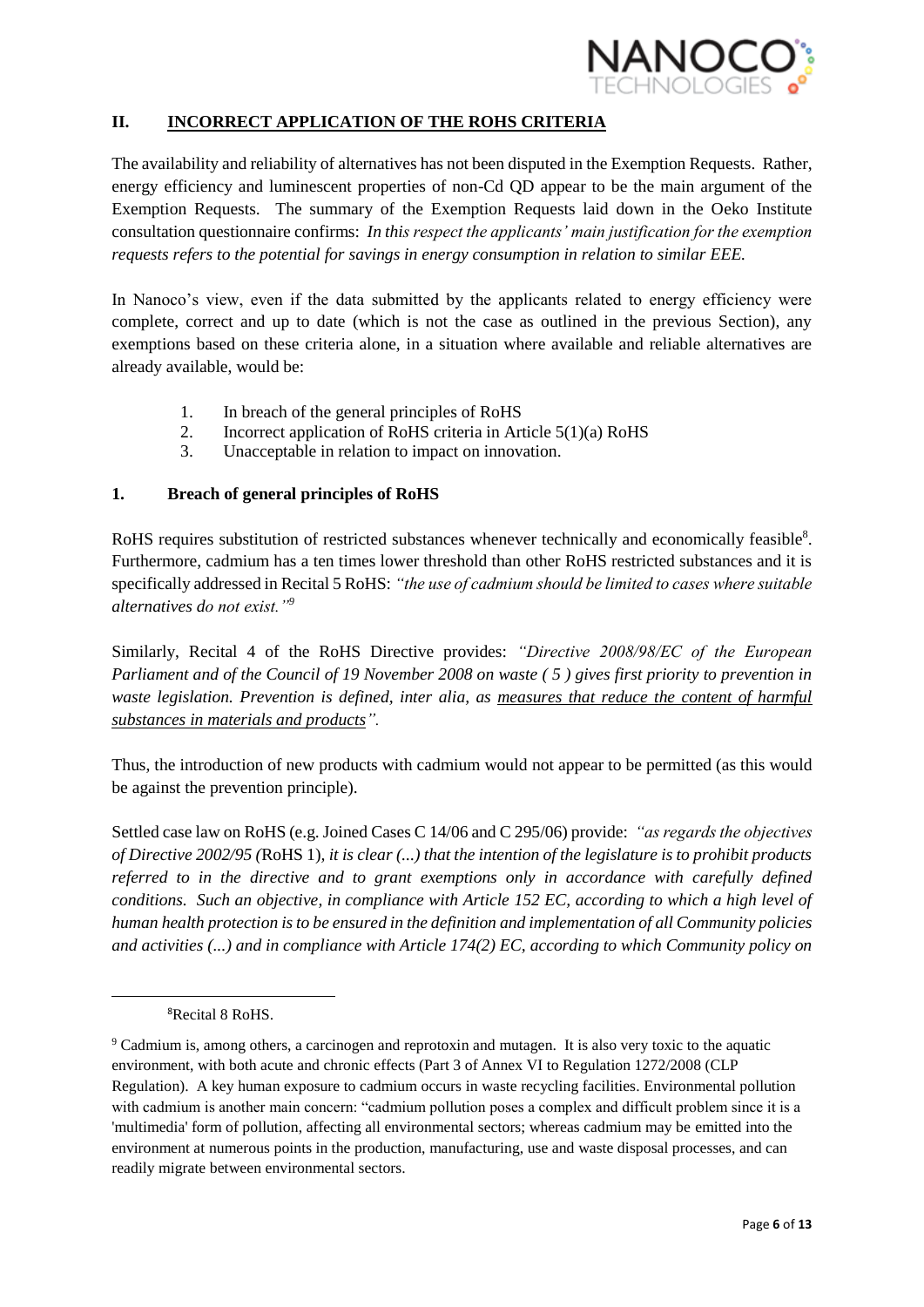## II. INCORRECT APPLICATION OF THE ROHS CRITERIA

The availability and reliability of alternatives has not been disputed in the Exemption Requests. Rather, energy efficiency and luminescent properties of non-Cd QD appear to be the main argument of the Exemption Requests. The summary of the Exemption Requests laid down in the Oeko Institute consultation questionnaire confirms: *In this respect the applicants' main justification for the exemption requests refers to the potential for savings in energy consumption in relation to similar EEE.*

In Nanoco's view, even if the data submitted by the applicants related to energy efficiency were complete, correct and up to date (which is not the case as outlined in the previous Section), any exemptions based on these criteria alone, in a situation where available and reliable alternatives are already available, would be:

1. In breach of the general principles of RoHS
2. Incorrect application of RoHS criteria in Article 5(1)(a) RoHS
3. Unacceptable in relation to impact on innovation.

### 1. Breach of general principles of RoHS

RoHS requires substitution of restricted substances whenever technically and economically feasible[8]. Furthermore, cadmium has a ten times lower threshold than other RoHS restricted substances and it is specifically addressed in Recital 5 RoHS: *"the use of cadmium should be limited to cases where suitable alternatives do not exist."*[9]

Similarly, Recital 4 of the RoHS Directive provides: *"Directive 2008/98/EC of the European Parliament and of the Council of 19 November 2008 on waste ( 5 ) gives first priority to prevention in waste legislation. Prevention is defined, inter alia, as measures that reduce the content of harmful substances in materials and products".*

Thus, the introduction of new products with cadmium would not appear to be permitted (as this would be against the prevention principle).

Settled case law on RoHS (e.g. Joined Cases C 14/06 and C 295/06) provide: *"as regards the objectives of Directive 2002/95 (*RoHS 1)*, it is clear (...) that the intention of the legislature is to prohibit products referred to in the directive and to grant exemptions only in accordance with carefully defined conditions. Such an objective, in compliance with Article 152 EC, according to which a high level of human health protection is to be ensured in the definition and implementation of all Community policies and activities (...) and in compliance with Article 174(2) EC, according to which Community policy on*

---

[8] Recital 8 RoHS.

[9] Cadmium is, among others, a carcinogen and reprotoxin and mutagen. It is also very toxic to the aquatic environment, with both acute and chronic effects (Part 3 of Annex VI to Regulation 1272/2008 (CLP Regulation). A key human exposure to cadmium occurs in waste recycling facilities. Environmental pollution with cadmium is another main concern: "cadmium pollution poses a complex and difficult problem since it is a 'multimedia' form of pollution, affecting all environmental sectors; whereas cadmium may be emitted into the environment at numerous points in the production, manufacturing, use and waste disposal processes, and can readily migrate between environmental sectors.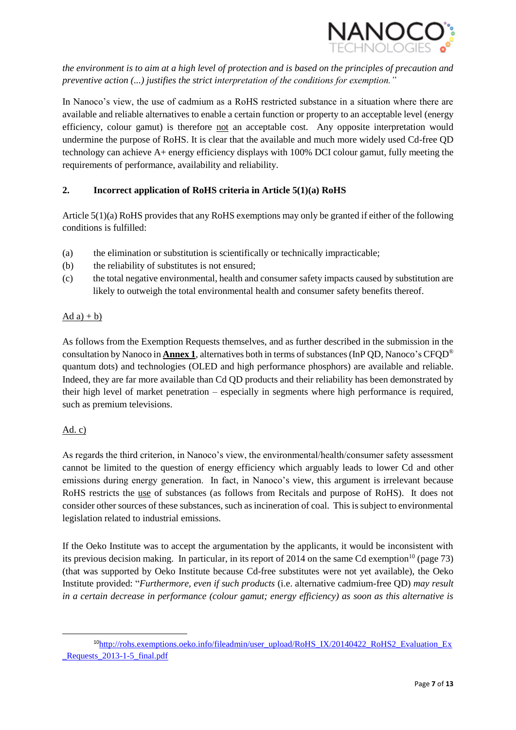*the environment is to aim at a high level of protection and is based on the principles of precaution and preventive action (...) justifies the strict interpretation of the conditions for exemption."*

In Nanoco's view, the use of cadmium as a RoHS restricted substance in a situation where there are available and reliable alternatives to enable a certain function or property to an acceptable level (energy efficiency, colour gamut) is therefore <u>not</u> an acceptable cost. Any opposite interpretation would undermine the purpose of RoHS. It is clear that the available and much more widely used Cd-free QD technology can achieve A+ energy efficiency displays with 100% DCI colour gamut, fully meeting the requirements of performance, availability and reliability.

## 2. Incorrect application of RoHS criteria in Article 5(1)(a) RoHS

Article 5(1)(a) RoHS provides that any RoHS exemptions may only be granted if either of the following conditions is fulfilled:

(a) the elimination or substitution is scientifically or technically impracticable;
(b) the reliability of substitutes is not ensured;
(c) the total negative environmental, health and consumer safety impacts caused by substitution are likely to outweigh the total environmental health and consumer safety benefits thereof.

<u>Ad a) + b)</u>

As follows from the Exemption Requests themselves, and as further described in the submission in the consultation by Nanoco in **<u>Annex 1</u>**, alternatives both in terms of substances (InP QD, Nanoco's CFQD® quantum dots) and technologies (OLED and high performance phosphors) are available and reliable. Indeed, they are far more available than Cd QD products and their reliability has been demonstrated by their high level of market penetration – especially in segments where high performance is required, such as premium televisions.

<u>Ad. c)</u>

As regards the third criterion, in Nanoco's view, the environmental/health/consumer safety assessment cannot be limited to the question of energy efficiency which arguably leads to lower Cd and other emissions during energy generation. In fact, in Nanoco's view, this argument is irrelevant because RoHS restricts the <u>use</u> of substances (as follows from Recitals and purpose of RoHS). It does not consider other sources of these substances, such as incineration of coal. This is subject to environmental legislation related to industrial emissions.

If the Oeko Institute was to accept the argumentation by the applicants, it would be inconsistent with its previous decision making. In particular, in its report of 2014 on the same Cd exemption[10] (page 73) (that was supported by Oeko Institute because Cd-free substitutes were not yet available), the Oeko Institute provided: "*Furthermore, even if such products* (i.e. alternative cadmium-free QD) *may result in a certain decrease in performance (colour gamut; energy efficiency) as soon as this alternative is*

[10] http://rohs.exemptions.oeko.info/fileadmin/user_upload/RoHS_IX/20140422_RoHS2_Evaluation_Ex_Requests_2013-1-5_final.pdf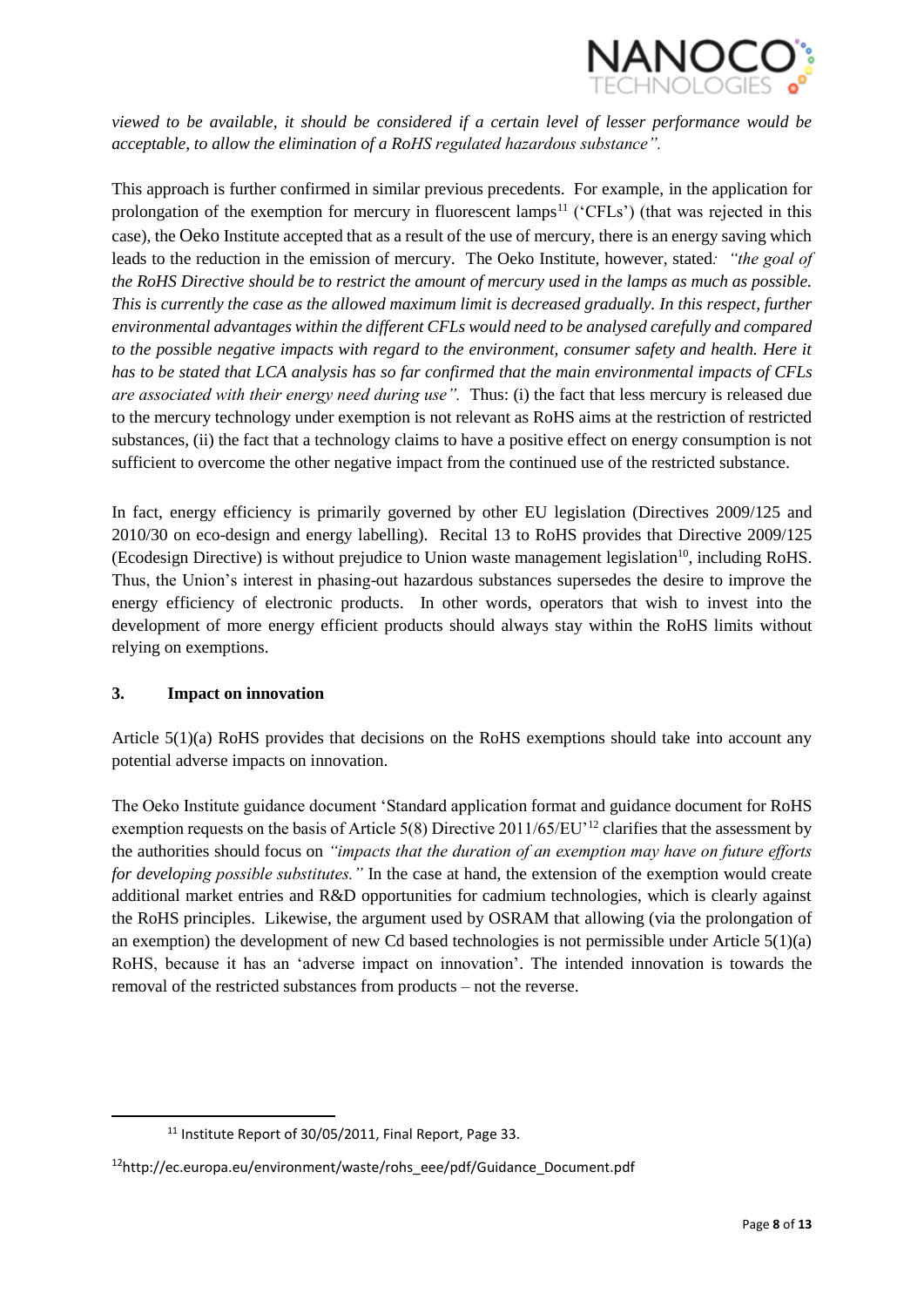*viewed to be available, it should be considered if a certain level of lesser performance would be acceptable, to allow the elimination of a RoHS regulated hazardous substance".*

This approach is further confirmed in similar previous precedents. For example, in the application for prolongation of the exemption for mercury in fluorescent lamps[11] ('CFLs') (that was rejected in this case), the Oeko Institute accepted that as a result of the use of mercury, there is an energy saving which leads to the reduction in the emission of mercury. The Oeko Institute, however, stated*: "the goal of the RoHS Directive should be to restrict the amount of mercury used in the lamps as much as possible. This is currently the case as the allowed maximum limit is decreased gradually. In this respect, further environmental advantages within the different CFLs would need to be analysed carefully and compared to the possible negative impacts with regard to the environment, consumer safety and health. Here it has to be stated that LCA analysis has so far confirmed that the main environmental impacts of CFLs are associated with their energy need during use".* Thus: (i) the fact that less mercury is released due to the mercury technology under exemption is not relevant as RoHS aims at the restriction of restricted substances, (ii) the fact that a technology claims to have a positive effect on energy consumption is not sufficient to overcome the other negative impact from the continued use of the restricted substance.

In fact, energy efficiency is primarily governed by other EU legislation (Directives 2009/125 and 2010/30 on eco-design and energy labelling). Recital 13 to RoHS provides that Directive 2009/125 (Ecodesign Directive) is without prejudice to Union waste management legislation[10], including RoHS. Thus, the Union's interest in phasing-out hazardous substances supersedes the desire to improve the energy efficiency of electronic products. In other words, operators that wish to invest into the development of more energy efficient products should always stay within the RoHS limits without relying on exemptions.

### 3. Impact on innovation

Article 5(1)(a) RoHS provides that decisions on the RoHS exemptions should take into account any potential adverse impacts on innovation.

The Oeko Institute guidance document 'Standard application format and guidance document for RoHS exemption requests on the basis of Article 5(8) Directive 2011/65/EU'[12] clarifies that the assessment by the authorities should focus on *"impacts that the duration of an exemption may have on future efforts for developing possible substitutes."* In the case at hand, the extension of the exemption would create additional market entries and R&D opportunities for cadmium technologies, which is clearly against the RoHS principles. Likewise, the argument used by OSRAM that allowing (via the prolongation of an exemption) the development of new Cd based technologies is not permissible under Article 5(1)(a) RoHS, because it has an 'adverse impact on innovation'. The intended innovation is towards the removal of the restricted substances from products – not the reverse.

---

[11] Institute Report of 30/05/2011, Final Report, Page 33.

[12] http://ec.europa.eu/environment/waste/rohs_eee/pdf/Guidance_Document.pdf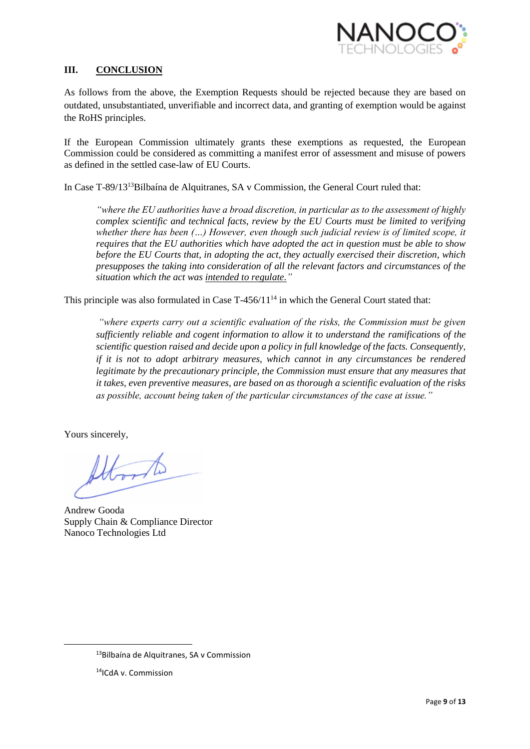## III. CONCLUSION

As follows from the above, the Exemption Requests should be rejected because they are based on outdated, unsubstantiated, unverifiable and incorrect data, and granting of exemption would be against the RoHS principles.

If the European Commission ultimately grants these exemptions as requested, the European Commission could be considered as committing a manifest error of assessment and misuse of powers as defined in the settled case-law of EU Courts.

In Case T-89/13[13]Bilbaína de Alquitranes, SA v Commission, the General Court ruled that:

> *"where the EU authorities have a broad discretion, in particular as to the assessment of highly complex scientific and technical facts, review by the EU Courts must be limited to verifying whether there has been (…) However, even though such judicial review is of limited scope, it requires that the EU authorities which have adopted the act in question must be able to show before the EU Courts that, in adopting the act, they actually exercised their discretion, which presupposes the taking into consideration of all the relevant factors and circumstances of the situation which the act was intended to regulate."*

This principle was also formulated in Case T-456/11[14] in which the General Court stated that:

> *"where experts carry out a scientific evaluation of the risks, the Commission must be given sufficiently reliable and cogent information to allow it to understand the ramifications of the scientific question raised and decide upon a policy in full knowledge of the facts. Consequently, if it is not to adopt arbitrary measures, which cannot in any circumstances be rendered legitimate by the precautionary principle, the Commission must ensure that any measures that it takes, even preventive measures, are based on as thorough a scientific evaluation of the risks as possible, account being taken of the particular circumstances of the case at issue."*

Yours sincerely,

Andrew Gooda
Supply Chain & Compliance Director
Nanoco Technologies Ltd

---

[13]Bilbaína de Alquitranes, SA v Commission

[14]ICdA v. Commission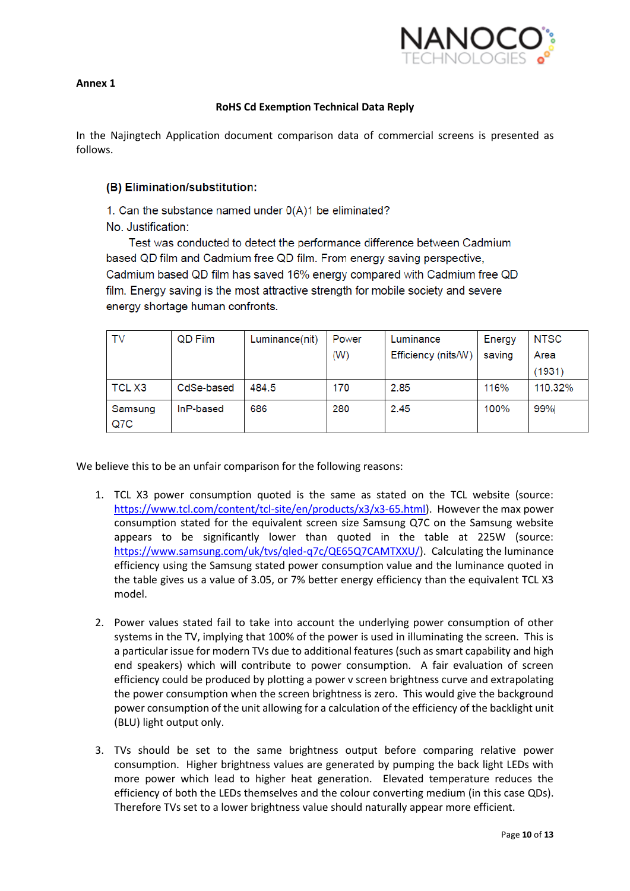**Annex 1**

**RoHS Cd Exemption Technical Data Reply**

In the Najingtech Application document comparison data of commercial screens is presented as follows.

### (B) Elimination/substitution:

1. Can the substance named under 0(A)1 be eliminated?
No. Justification:
Test was conducted to detect the performance difference between Cadmium based QD film and Cadmium free QD film. From energy saving perspective, Cadmium based QD film has saved 16% energy compared with Cadmium free QD film. Energy saving is the most attractive strength for mobile society and severe energy shortage human confronts.

| TV | QD Film | Luminance(nit) | Power (W) | Luminance Efficiency (nits/W) | Energy saving | NTSC Area (1931) |
|---|---|---|---|---|---|---|
| TCL X3 | CdSe-based | 484.5 | 170 | 2.85 | 116% | 110.32% |
| Samsung Q7C | InP-based | 686 | 280 | 2.45 | 100% | 99% |

We believe this to be an unfair comparison for the following reasons:

1. TCL X3 power consumption quoted is the same as stated on the TCL website (source: https://www.tcl.com/content/tcl-site/en/products/x3/x3-65.html). However the max power consumption stated for the equivalent screen size Samsung Q7C on the Samsung website appears to be significantly lower than quoted in the table at 225W (source: https://www.samsung.com/uk/tvs/qled-q7c/QE65Q7CAMTXXU/). Calculating the luminance efficiency using the Samsung stated power consumption value and the luminance quoted in the table gives us a value of 3.05, or 7% better energy efficiency than the equivalent TCL X3 model.

2. Power values stated fail to take into account the underlying power consumption of other systems in the TV, implying that 100% of the power is used in illuminating the screen. This is a particular issue for modern TVs due to additional features (such as smart capability and high end speakers) which will contribute to power consumption. A fair evaluation of screen efficiency could be produced by plotting a power v screen brightness curve and extrapolating the power consumption when the screen brightness is zero. This would give the background power consumption of the unit allowing for a calculation of the efficiency of the backlight unit (BLU) light output only.

3. TVs should be set to the same brightness output before comparing relative power consumption. Higher brightness values are generated by pumping the back light LEDs with more power which lead to higher heat generation. Elevated temperature reduces the efficiency of both the LEDs themselves and the colour converting medium (in this case QDs). Therefore TVs set to a lower brightness value should naturally appear more efficient.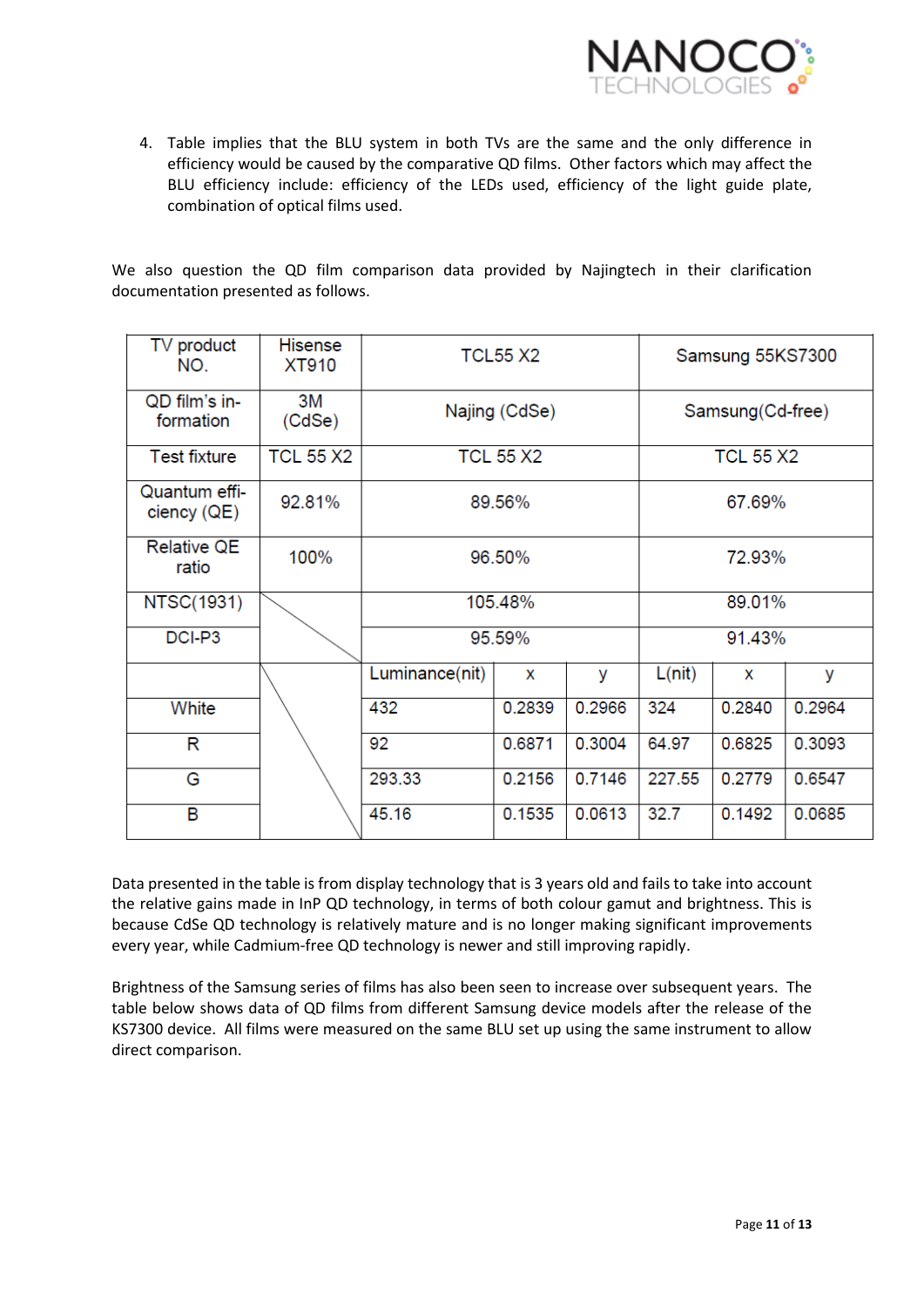4. Table implies that the BLU system in both TVs are the same and the only difference in efficiency would be caused by the comparative QD films. Other factors which may affect the BLU efficiency include: efficiency of the LEDs used, efficiency of the light guide plate, combination of optical films used.

We also question the QD film comparison data provided by Najingtech in their clarification documentation presented as follows.

| TV product NO. | Hisense XT910 | TCL55 X2 | | | Samsung 55KS7300 | | |
|---|---|---|---|---|---|---|---|
| QD film's in-formation | 3M (CdSe) | Najing (CdSe) | | | Samsung(Cd-free) | | |
| Test fixture | TCL 55 X2 | TCL 55 X2 | | | TCL 55 X2 | | |
| Quantum effi-ciency (QE) | 92.81% | 89.56% | | | 67.69% | | |
| Relative QE ratio | 100% | 96.50% | | | 72.93% | | |
| NTSC(1931) | | 105.48% | | | 89.01% | | |
| DCI-P3 | | 95.59% | | | 91.43% | | |
| | | Luminance(nit) | x | y | L(nit) | x | y |
| White | | 432 | 0.2839 | 0.2966 | 324 | 0.2840 | 0.2964 |
| R | | 92 | 0.6871 | 0.3004 | 64.97 | 0.6825 | 0.3093 |
| G | | 293.33 | 0.2156 | 0.7146 | 227.55 | 0.2779 | 0.6547 |
| B | | 45.16 | 0.1535 | 0.0613 | 32.7 | 0.1492 | 0.0685 |

Data presented in the table is from display technology that is 3 years old and fails to take into account the relative gains made in InP QD technology, in terms of both colour gamut and brightness. This is because CdSe QD technology is relatively mature and is no longer making significant improvements every year, while Cadmium-free QD technology is newer and still improving rapidly.

Brightness of the Samsung series of films has also been seen to increase over subsequent years. The table below shows data of QD films from different Samsung device models after the release of the KS7300 device. All films were measured on the same BLU set up using the same instrument to allow direct comparison.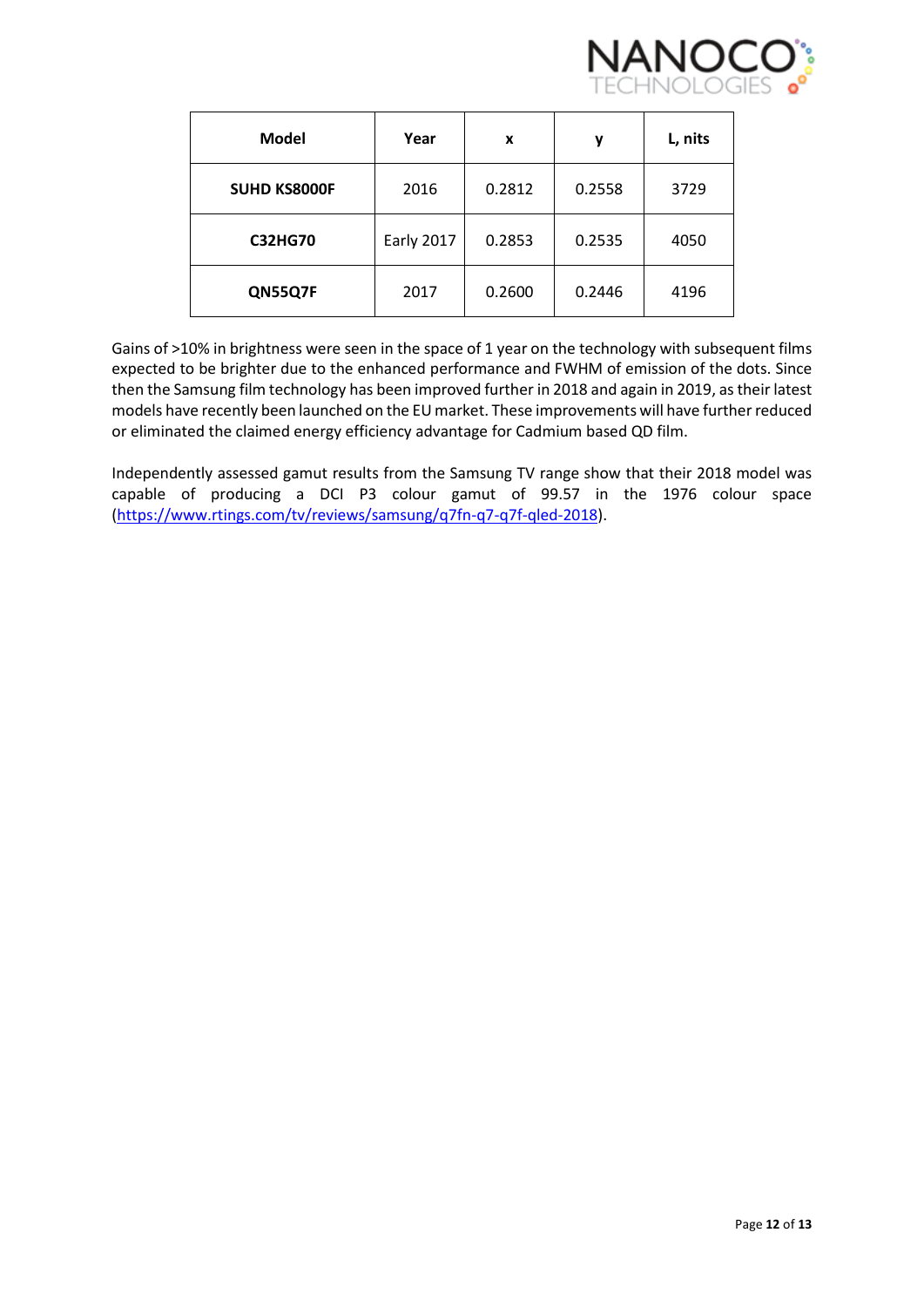| Model | Year | x | y | L, nits |
|---|---|---|---|---|
| **SUHD KS8000F** | 2016 | 0.2812 | 0.2558 | 3729 |
| **C32HG70** | Early 2017 | 0.2853 | 0.2535 | 4050 |
| **QN55Q7F** | 2017 | 0.2600 | 0.2446 | 4196 |

Gains of >10% in brightness were seen in the space of 1 year on the technology with subsequent films expected to be brighter due to the enhanced performance and FWHM of emission of the dots. Since then the Samsung film technology has been improved further in 2018 and again in 2019, as their latest models have recently been launched on the EU market. These improvements will have further reduced or eliminated the claimed energy efficiency advantage for Cadmium based QD film.

Independently assessed gamut results from the Samsung TV range show that their 2018 model was capable of producing a DCI P3 colour gamut of 99.57 in the 1976 colour space (https://www.rtings.com/tv/reviews/samsung/q7fn-q7-q7f-qled-2018).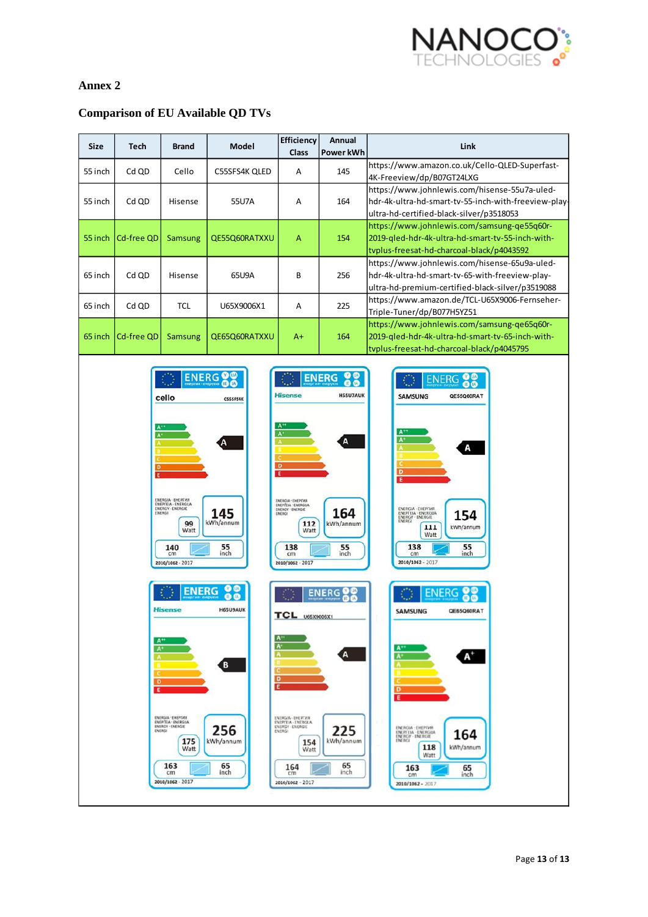## Annex 2

### Comparison of EU Available QD TVs

| Size | Tech | Brand | Model | Efficiency Class | Annual Power kWh | Link |
|---|---|---|---|---|---|---|
| 55 inch | Cd QD | Cello | C55SFS4K QLED | A | 145 | https://www.amazon.co.uk/Cello-QLED-Superfast-4K-Freeview/dp/B07GT24LXG |
| 55 inch | Cd QD | Hisense | 55U7A | A | 164 | https://www.johnlewis.com/hisense-55u7a-uled-hdr-4k-ultra-hd-smart-tv-55-inch-with-freeview-play-ultra-hd-certified-black-silver/p3518053 |
| 55 inch | Cd-free QD | Samsung | QE55Q60RATXXU | A | 154 | https://www.johnlewis.com/samsung-qe55q60r-2019-qled-hdr-4k-ultra-hd-smart-tv-55-inch-with-tvplus-freesat-hd-charcoal-black/p4043592 |
| 65 inch | Cd QD | Hisense | 65U9A | B | 256 | https://www.johnlewis.com/hisense-65u9a-uled-hdr-4k-ultra-hd-smart-tv-65-with-freeview-play-ultra-hd-premium-certified-black-silver/p3519088 |
| 65 inch | Cd QD | TCL | U65X9006X1 | A | 225 | https://www.amazon.de/TCL-U65X9006-Fernseher-Triple-Tuner/dp/B077H5YZ51 |
| 65 inch | Cd-free QD | Samsung | QE65Q60RATXXU | A+ | 164 | https://www.johnlewis.com/samsung-qe65q60r-2019-qled-hdr-4k-ultra-hd-smart-tv-65-inch-with-tvplus-freesat-hd-charcoal-black/p4045795 |